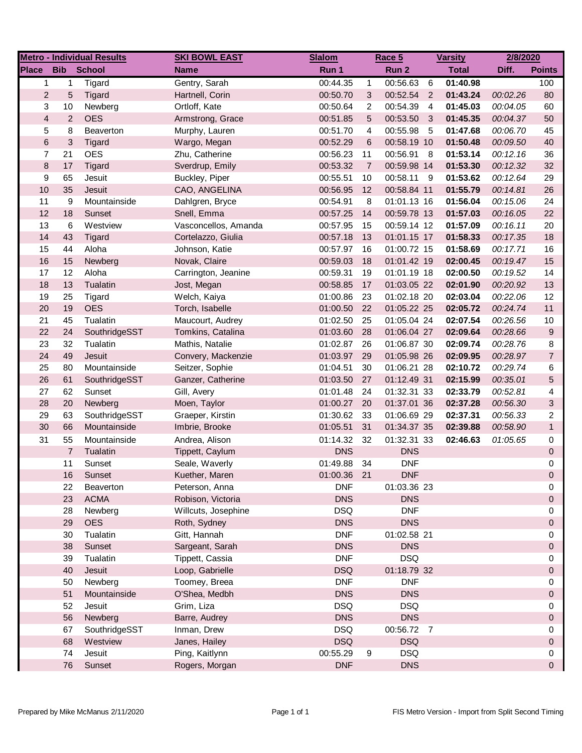| Metro - Individual Results | | | SKI BOWL EAST | Slalom | | Race 5 | | Varsity | 2/8/2020 | |
|---|---|---|---|---|---|---|---|---|---|---|
| Place | Bib | School | Name | Run 1 | | Run 2 | | Total | Diff. | Points |
| 1 | 1 | Tigard | Gentry, Sarah | 00:44.35 | 1 | 00:56.63 | 6 | **01:40.98** | | 100 |
| 2 | 5 | Tigard | Hartnell, Corin | 00:50.70 | 3 | 00:52.54 | 2 | **01:43.24** | *00:02.26* | 80 |
| 3 | 10 | Newberg | Ortloff, Kate | 00:50.64 | 2 | 00:54.39 | 4 | **01:45.03** | *00:04.05* | 60 |
| 4 | 2 | OES | Armstrong, Grace | 00:51.85 | 5 | 00:53.50 | 3 | **01:45.35** | *00:04.37* | 50 |
| 5 | 8 | Beaverton | Murphy, Lauren | 00:51.70 | 4 | 00:55.98 | 5 | **01:47.68** | *00:06.70* | 45 |
| 6 | 3 | Tigard | Wargo, Megan | 00:52.29 | 6 | 00:58.19 | 10 | **01:50.48** | *00:09.50* | 40 |
| 7 | 21 | OES | Zhu, Catherine | 00:56.23 | 11 | 00:56.91 | 8 | **01:53.14** | *00:12.16* | 36 |
| 8 | 17 | Tigard | Sverdrup, Emily | 00:53.32 | 7 | 00:59.98 | 14 | **01:53.30** | *00:12.32* | 32 |
| 9 | 65 | Jesuit | Buckley, Piper | 00:55.51 | 10 | 00:58.11 | 9 | **01:53.62** | *00:12.64* | 29 |
| 10 | 35 | Jesuit | CAO, ANGELINA | 00:56.95 | 12 | 00:58.84 | 11 | **01:55.79** | *00:14.81* | 26 |
| 11 | 9 | Mountainside | Dahlgren, Bryce | 00:54.91 | 8 | 01:01.13 | 16 | **01:56.04** | *00:15.06* | 24 |
| 12 | 18 | Sunset | Snell, Emma | 00:57.25 | 14 | 00:59.78 | 13 | **01:57.03** | *00:16.05* | 22 |
| 13 | 6 | Westview | Vasconcellos, Amanda | 00:57.95 | 15 | 00:59.14 | 12 | **01:57.09** | *00:16.11* | 20 |
| 14 | 43 | Tigard | Cortelazzo, Giulia | 00:57.18 | 13 | 01:01.15 | 17 | **01:58.33** | *00:17.35* | 18 |
| 15 | 44 | Aloha | Johnson, Katie | 00:57.97 | 16 | 01:00.72 | 15 | **01:58.69** | *00:17.71* | 16 |
| 16 | 15 | Newberg | Novak, Claire | 00:59.03 | 18 | 01:01.42 | 19 | **02:00.45** | *00:19.47* | 15 |
| 17 | 12 | Aloha | Carrington, Jeanine | 00:59.31 | 19 | 01:01.19 | 18 | **02:00.50** | *00:19.52* | 14 |
| 18 | 13 | Tualatin | Jost, Megan | 00:58.85 | 17 | 01:03.05 | 22 | **02:01.90** | *00:20.92* | 13 |
| 19 | 25 | Tigard | Welch, Kaiya | 01:00.86 | 23 | 01:02.18 | 20 | **02:03.04** | *00:22.06* | 12 |
| 20 | 19 | OES | Torch, Isabelle | 01:00.50 | 22 | 01:05.22 | 25 | **02:05.72** | *00:24.74* | 11 |
| 21 | 45 | Tualatin | Maucourt, Audrey | 01:02.50 | 25 | 01:05.04 | 24 | **02:07.54** | *00:26.56* | 10 |
| 22 | 24 | SouthridgeSST | Tomkins, Catalina | 01:03.60 | 28 | 01:06.04 | 27 | **02:09.64** | *00:28.66* | 9 |
| 23 | 32 | Tualatin | Mathis, Natalie | 01:02.87 | 26 | 01:06.87 | 30 | **02:09.74** | *00:28.76* | 8 |
| 24 | 49 | Jesuit | Convery, Mackenzie | 01:03.97 | 29 | 01:05.98 | 26 | **02:09.95** | *00:28.97* | 7 |
| 25 | 80 | Mountainside | Seitzer, Sophie | 01:04.51 | 30 | 01:06.21 | 28 | **02:10.72** | *00:29.74* | 6 |
| 26 | 61 | SouthridgeSST | Ganzer, Catherine | 01:03.50 | 27 | 01:12.49 | 31 | **02:15.99** | *00:35.01* | 5 |
| 27 | 62 | Sunset | Gill, Avery | 01:01.48 | 24 | 01:32.31 | 33 | **02:33.79** | *00:52.81* | 4 |
| 28 | 20 | Newberg | Moen, Taylor | 01:00.27 | 20 | 01:37.01 | 36 | **02:37.28** | *00:56.30* | 3 |
| 29 | 63 | SouthridgeSST | Graeper, Kirstin | 01:30.62 | 33 | 01:06.69 | 29 | **02:37.31** | *00:56.33* | 2 |
| 30 | 66 | Mountainside | Imbrie, Brooke | 01:05.51 | 31 | 01:34.37 | 35 | **02:39.88** | *00:58.90* | 1 |
| 31 | 55 | Mountainside | Andrea, Alison | 01:14.32 | 32 | 01:32.31 | 33 | **02:46.63** | *01:05.65* | 0 |
| | 7 | Tualatin | Tippett, Caylum | DNS | | DNS | | | | 0 |
| | 11 | Sunset | Seale, Waverly | 01:49.88 | 34 | DNF | | | | 0 |
| | 16 | Sunset | Kuether, Maren | 01:00.36 | 21 | DNF | | | | 0 |
| | 22 | Beaverton | Peterson, Anna | DNF | | 01:03.36 | 23 | | | 0 |
| | 23 | ACMA | Robison, Victoria | DNS | | DNS | | | | 0 |
| | 28 | Newberg | Willcuts, Josephine | DSQ | | DNF | | | | 0 |
| | 29 | OES | Roth, Sydney | DNS | | DNS | | | | 0 |
| | 30 | Tualatin | Gitt, Hannah | DNF | | 01:02.58 | 21 | | | 0 |
| | 38 | Sunset | Sargeant, Sarah | DNS | | DNS | | | | 0 |
| | 39 | Tualatin | Tippett, Cassia | DNF | | DSQ | | | | 0 |
| | 40 | Jesuit | Loop, Gabrielle | DSQ | | 01:18.79 | 32 | | | 0 |
| | 50 | Newberg | Toomey, Breea | DNF | | DNF | | | | 0 |
| | 51 | Mountainside | O'Shea, Medbh | DNS | | DNS | | | | 0 |
| | 52 | Jesuit | Grim, Liza | DSQ | | DSQ | | | | 0 |
| | 56 | Newberg | Barre, Audrey | DNS | | DNS | | | | 0 |
| | 67 | SouthridgeSST | Inman, Drew | DSQ | | 00:56.72 | 7 | | | 0 |
| | 68 | Westview | Janes, Hailey | DSQ | | DSQ | | | | 0 |
| | 74 | Jesuit | Ping, Kaitlynn | 00:55.29 | 9 | DSQ | | | | 0 |
| | 76 | Sunset | Rogers, Morgan | DNF | | DNS | | | | 0 |

Prepared by Mike McManus 2/11/2020

FIS Metro Version - Import from Split Second Timing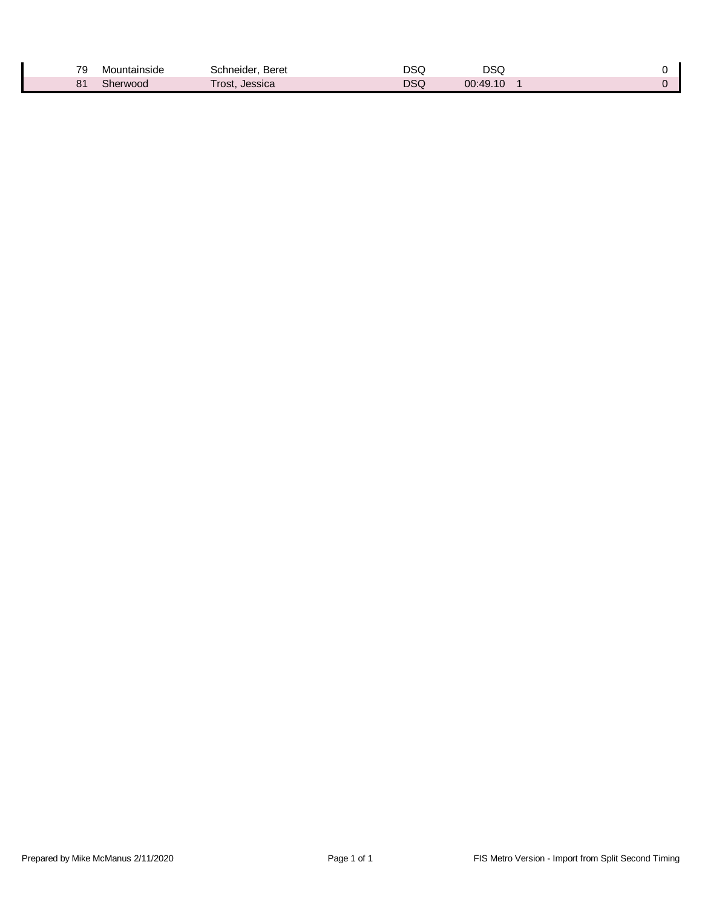| | | | | | | |
|---|---|---|---|---|---|---|
| 79 | Mountainside | Schneider, Beret | DSQ | DSQ | | 0 |
| 81 | Sherwood | Trost, Jessica | DSQ | 00:49.10 | 1 | 0 |

Prepared by Mike McManus 2/11/2020

FIS Metro Version - Import from Split Second Timing